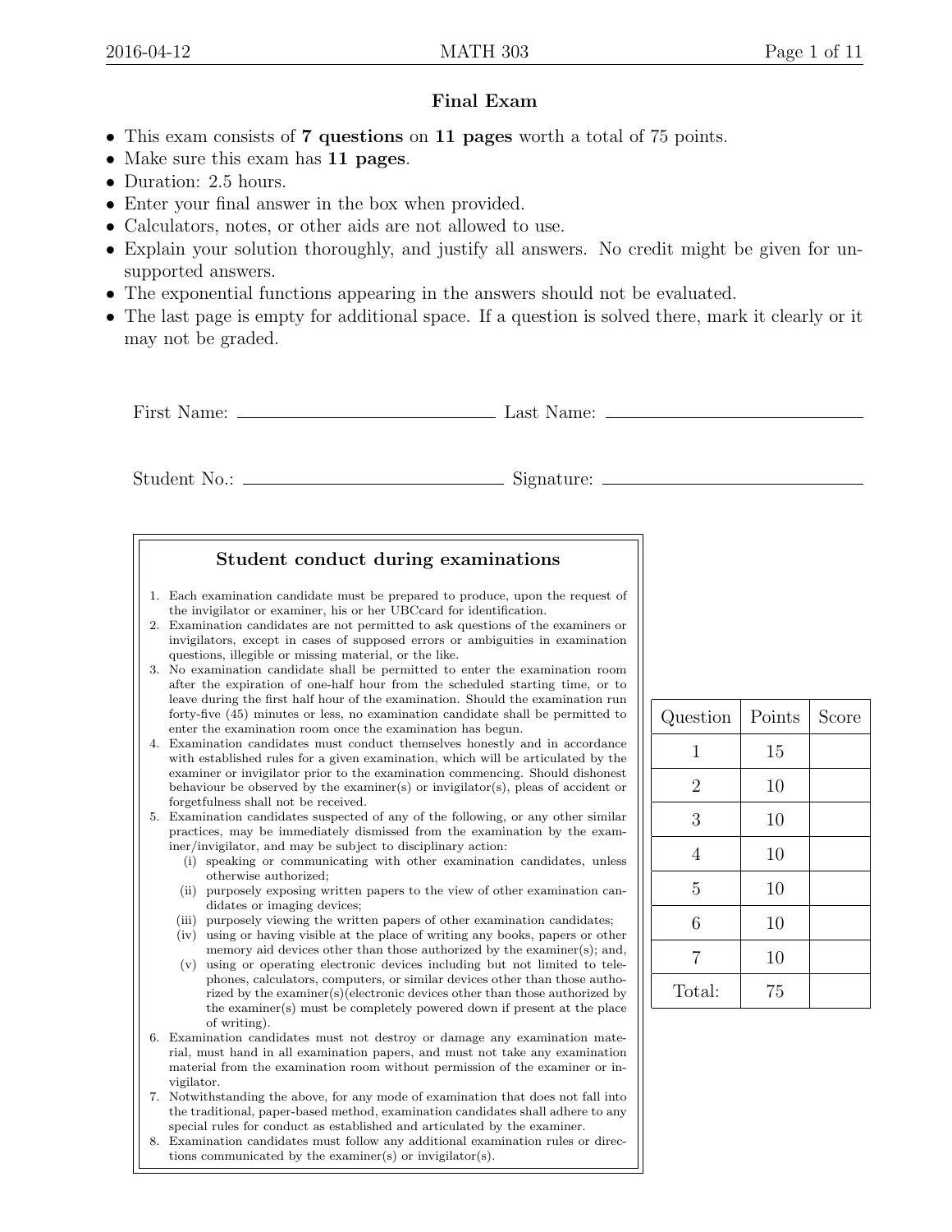# Final Exam

- This exam consists of **7 questions** on **11 pages** worth a total of 75 points.
- Make sure this exam has **11 pages**.
- Duration: 2.5 hours.
- Enter your final answer in the box when provided.
- Calculators, notes, or other aids are not allowed to use.
- Explain your solution thoroughly, and justify all answers. No credit might be given for unsupported answers.
- The exponential functions appearing in the answers should not be evaluated.
- The last page is empty for additional space. If a question is solved there, mark it clearly or it may not be graded.

First Name: ______________________ Last Name: ______________________

Student No.: ______________________ Signature: ______________________

## Student conduct during examinations

1. Each examination candidate must be prepared to produce, upon the request of the invigilator or examiner, his or her UBCcard for identification.
2. Examination candidates are not permitted to ask questions of the examiners or invigilators, except in cases of supposed errors or ambiguities in examination questions, illegible or missing material, or the like.
3. No examination candidate shall be permitted to enter the examination room after the expiration of one-half hour from the scheduled starting time, or to leave during the first half hour of the examination. Should the examination run forty-five (45) minutes or less, no examination candidate shall be permitted to enter the examination room once the examination has begun.
4. Examination candidates must conduct themselves honestly and in accordance with established rules for a given examination, which will be articulated by the examiner or invigilator prior to the examination commencing. Should dishonest behaviour be observed by the examiner(s) or invigilator(s), pleas of accident or forgetfulness shall not be received.
5. Examination candidates suspected of any of the following, or any other similar practices, may be immediately dismissed from the examination by the examiner/invigilator, and may be subject to disciplinary action:
   (i) speaking or communicating with other examination candidates, unless otherwise authorized;
   (ii) purposely exposing written papers to the view of other examination candidates or imaging devices;
   (iii) purposely viewing the written papers of other examination candidates;
   (iv) using or having visible at the place of writing any books, papers or other memory aid devices other than those authorized by the examiner(s); and,
   (v) using or operating electronic devices including but not limited to telephones, calculators, computers, or similar devices other than those authorized by the examiner(s)(electronic devices other than those authorized by the examiner(s) must be completely powered down if present at the place of writing).
6. Examination candidates must not destroy or damage any examination material, must hand in all examination papers, and must not take any examination material from the examination room without permission of the examiner or invigilator.
7. Notwithstanding the above, for any mode of examination that does not fall into the traditional, paper-based method, examination candidates shall adhere to any special rules for conduct as established and articulated by the examiner.
8. Examination candidates must follow any additional examination rules or directions communicated by the examiner(s) or invigilator(s).

| Question | Points | Score |
|---|---|---|
| 1 | 15 | |
| 2 | 10 | |
| 3 | 10 | |
| 4 | 10 | |
| 5 | 10 | |
| 6 | 10 | |
| 7 | 10 | |
| Total: | 75 | |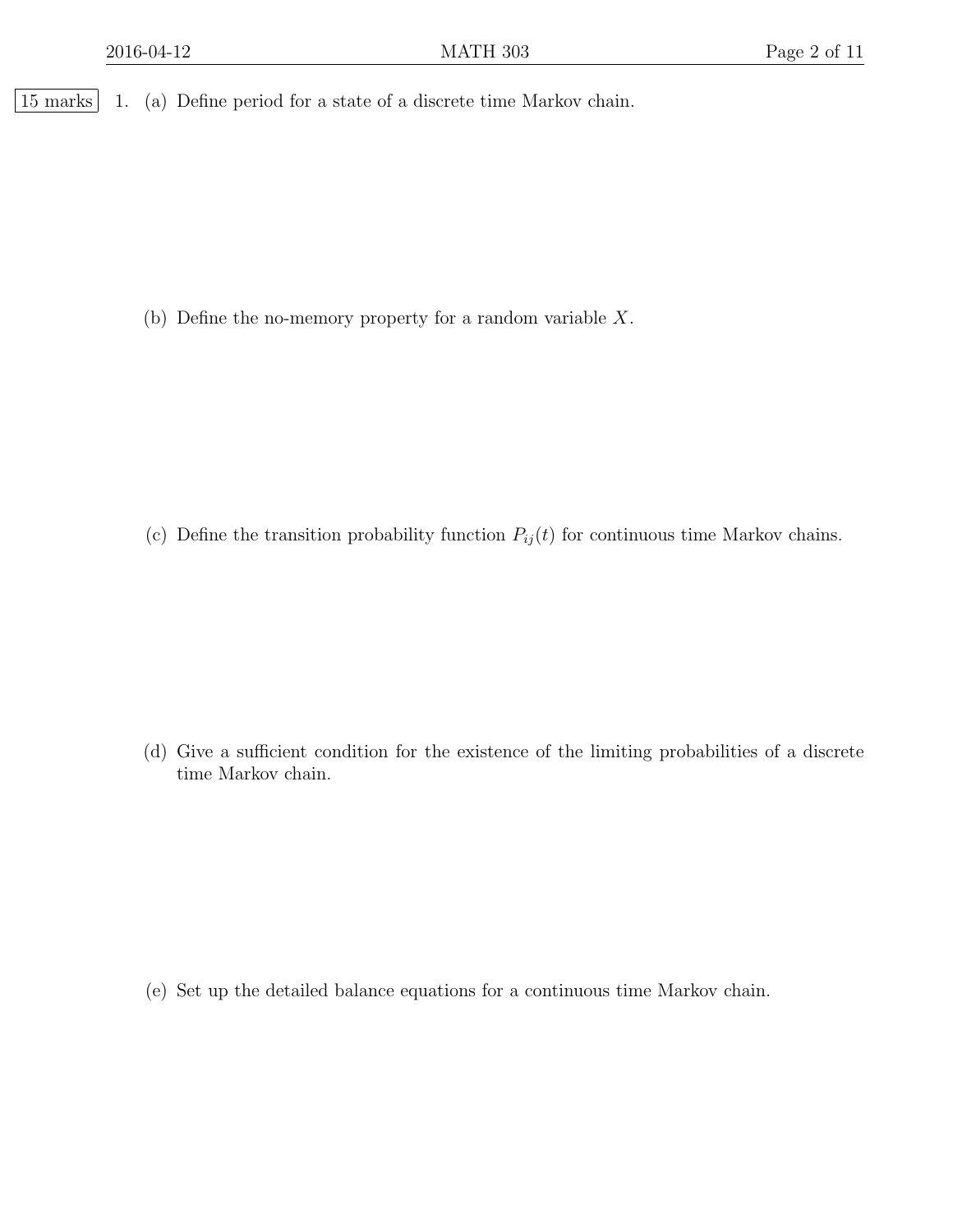15 marks

1. (a) Define period for a state of a discrete time Markov chain.

   (b) Define the no-memory property for a random variable $X$.

   (c) Define the transition probability function $P_{ij}(t)$ for continuous time Markov chains.

   (d) Give a sufficient condition for the existence of the limiting probabilities of a discrete time Markov chain.

   (e) Set up the detailed balance equations for a continuous time Markov chain.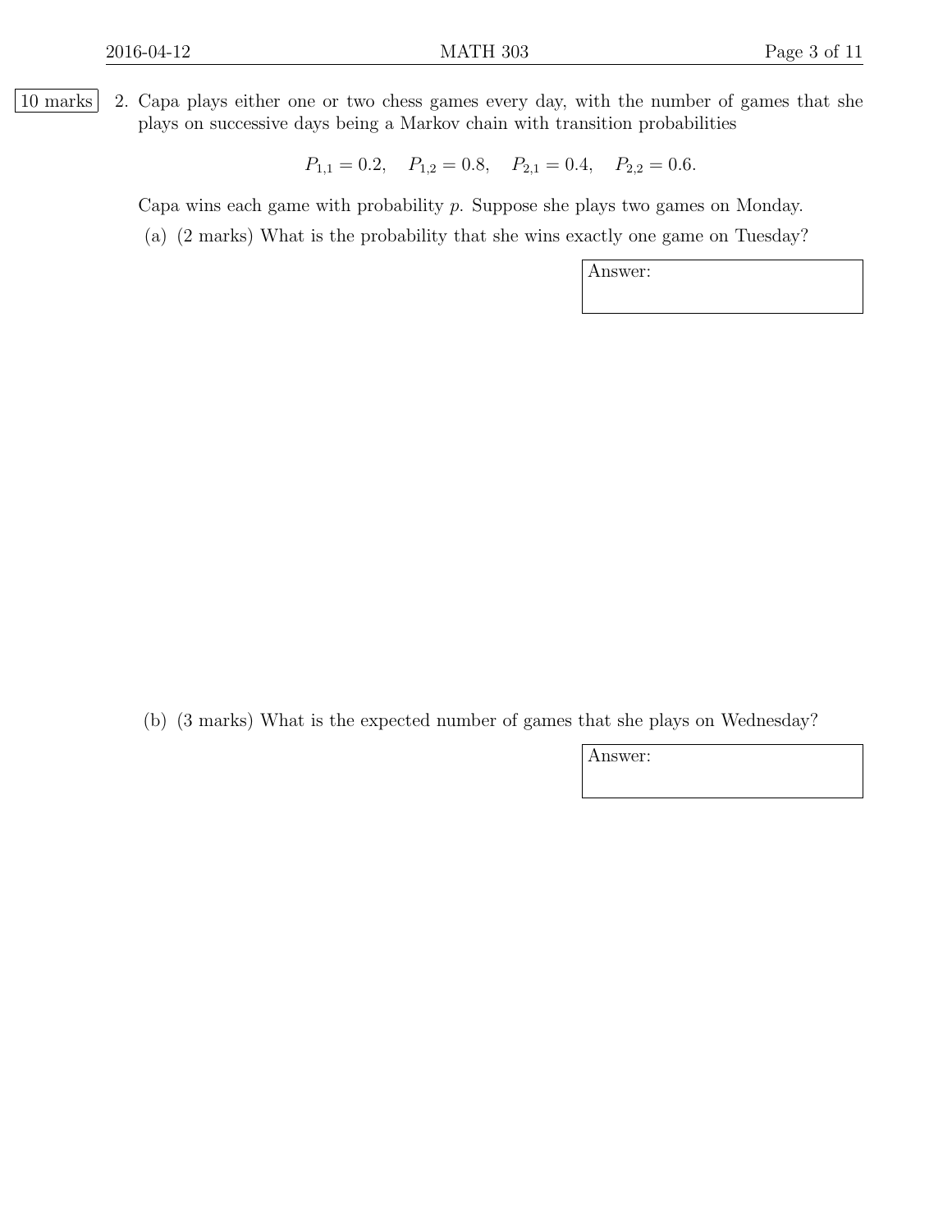10 marks

2. Capa plays either one or two chess games every day, with the number of games that she plays on successive days being a Markov chain with transition probabilities

$$P_{1,1} = 0.2, \quad P_{1,2} = 0.8, \quad P_{2,1} = 0.4, \quad P_{2,2} = 0.6.$$

Capa wins each game with probability $p$. Suppose she plays two games on Monday.

(a) (2 marks) What is the probability that she wins exactly one game on Tuesday?

Answer:

(b) (3 marks) What is the expected number of games that she plays on Wednesday?

Answer: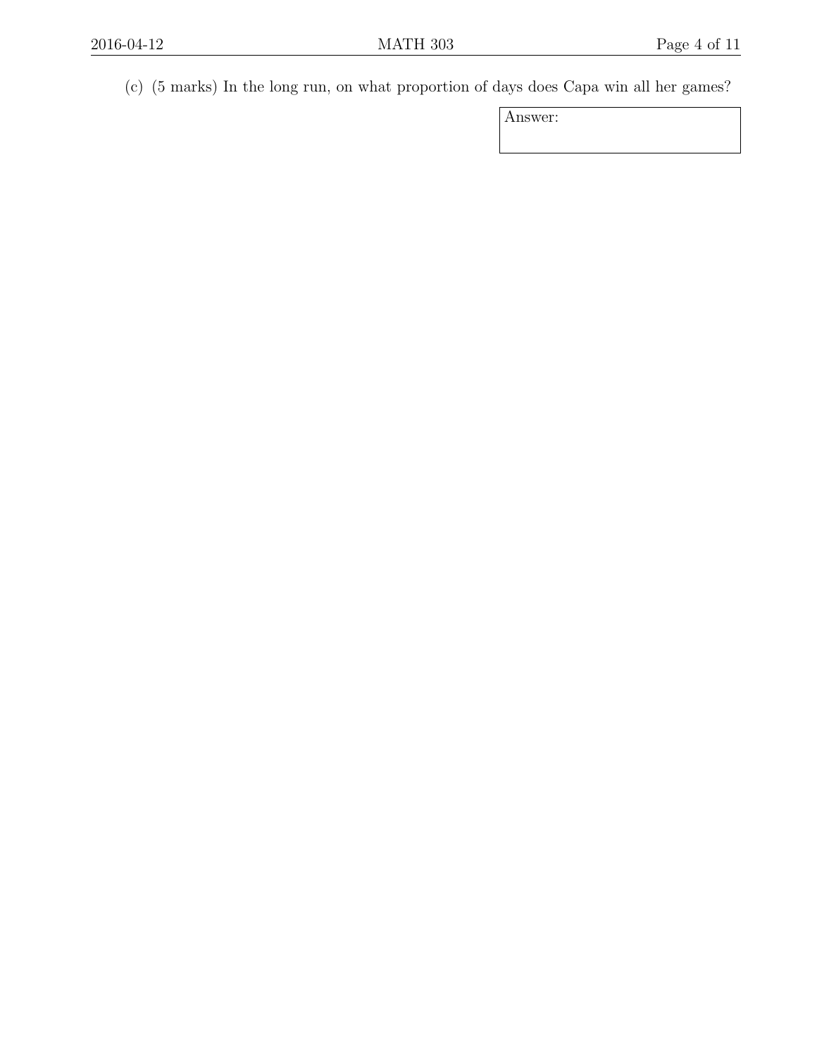(c) (5 marks) In the long run, on what proportion of days does Capa win all her games?

Answer: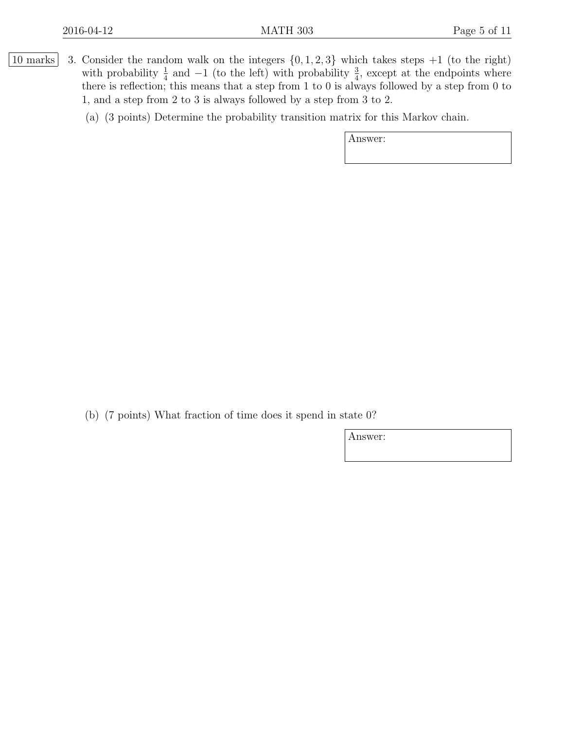**10 marks** 3. Consider the random walk on the integers $\{0, 1, 2, 3\}$ which takes steps $+1$ (to the right) with probability $\frac{1}{4}$ and $-1$ (to the left) with probability $\frac{3}{4}$, except at the endpoints where there is reflection; this means that a step from 1 to 0 is always followed by a step from 0 to 1, and a step from 2 to 3 is always followed by a step from 3 to 2.

(a) (3 points) Determine the probability transition matrix for this Markov chain.

Answer:

(b) (7 points) What fraction of time does it spend in state 0?

Answer: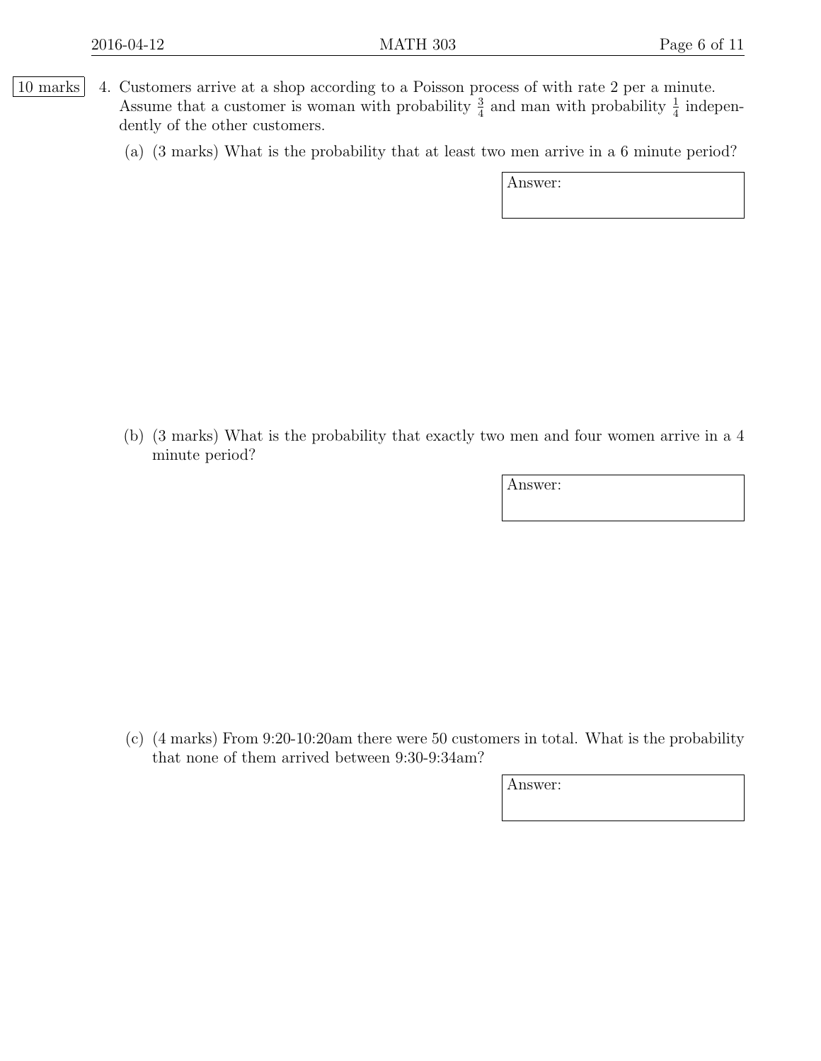10 marks

4. Customers arrive at a shop according to a Poisson process of with rate 2 per a minute. Assume that a customer is woman with probability $\frac{3}{4}$ and man with probability $\frac{1}{4}$ independently of the other customers.

   (a) (3 marks) What is the probability that at least two men arrive in a 6 minute period?

   Answer:

   (b) (3 marks) What is the probability that exactly two men and four women arrive in a 4 minute period?

   Answer:

   (c) (4 marks) From 9:20-10:20am there were 50 customers in total. What is the probability that none of them arrived between 9:30-9:34am?

   Answer: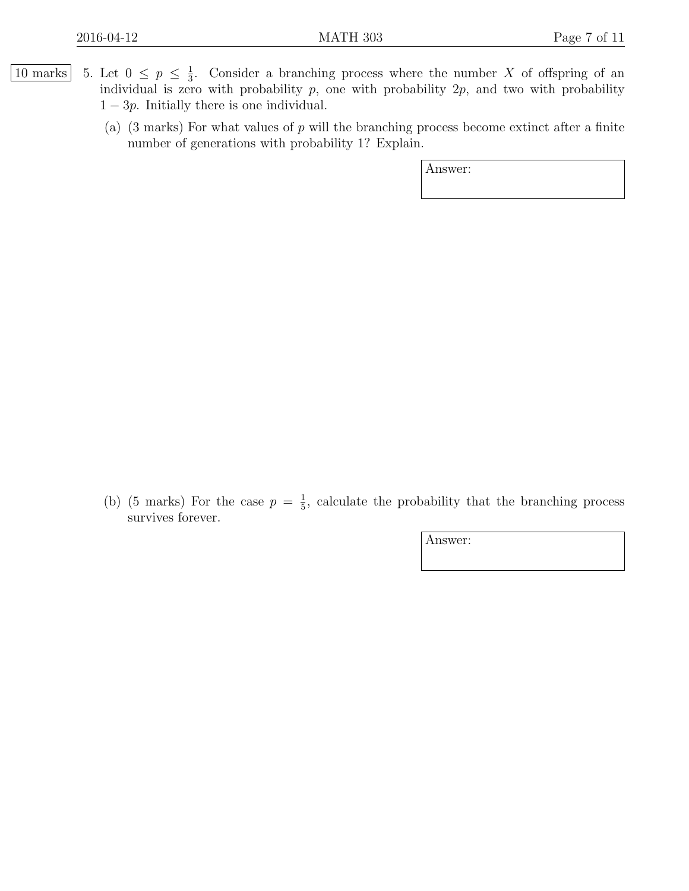10 marks

5. Let $0 \leq p \leq \frac{1}{3}$. Consider a branching process where the number $X$ of offspring of an individual is zero with probability $p$, one with probability $2p$, and two with probability $1 - 3p$. Initially there is one individual.

   (a) (3 marks) For what values of $p$ will the branching process become extinct after a finite number of generations with probability 1? Explain.

   Answer:

   (b) (5 marks) For the case $p = \frac{1}{5}$, calculate the probability that the branching process survives forever.

   Answer: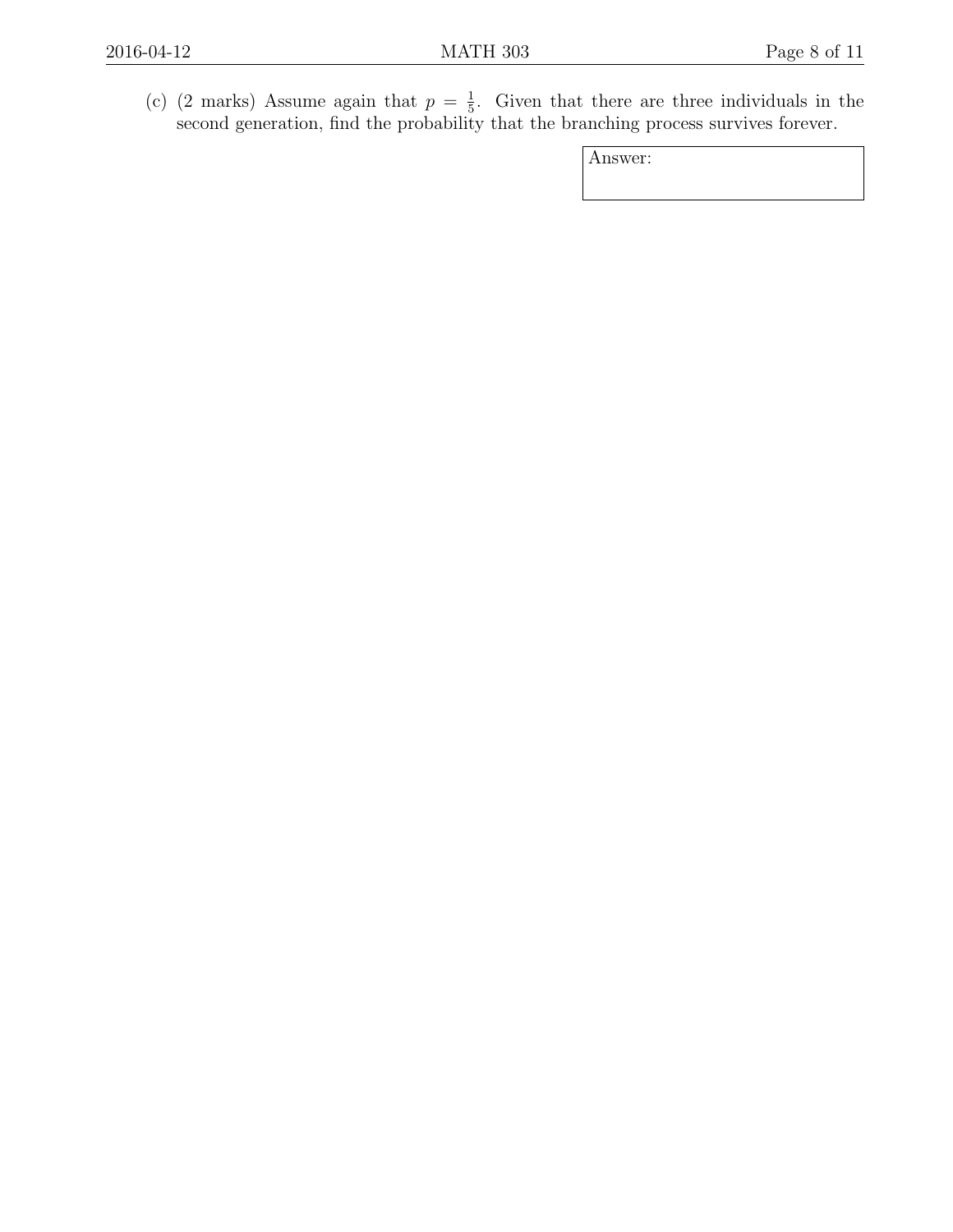(c) (2 marks) Assume again that $p = \frac{1}{5}$. Given that there are three individuals in the second generation, find the probability that the branching process survives forever.

Answer: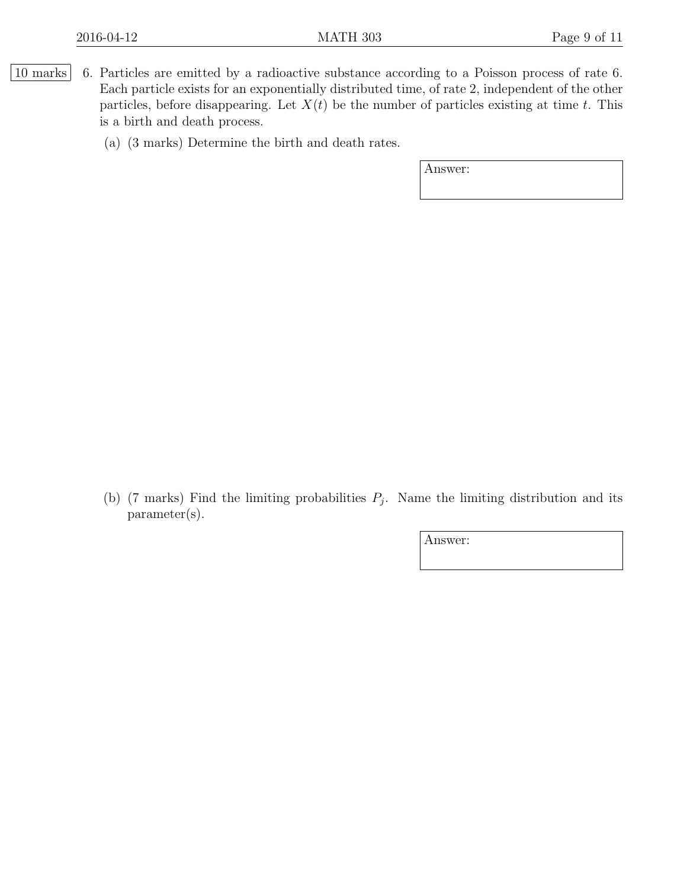10 marks

6. Particles are emitted by a radioactive substance according to a Poisson process of rate 6. Each particle exists for an exponentially distributed time, of rate 2, independent of the other particles, before disappearing. Let $X(t)$ be the number of particles existing at time $t$. This is a birth and death process.

   (a) (3 marks) Determine the birth and death rates.

   Answer:

   (b) (7 marks) Find the limiting probabilities $P_j$. Name the limiting distribution and its parameter(s).

   Answer: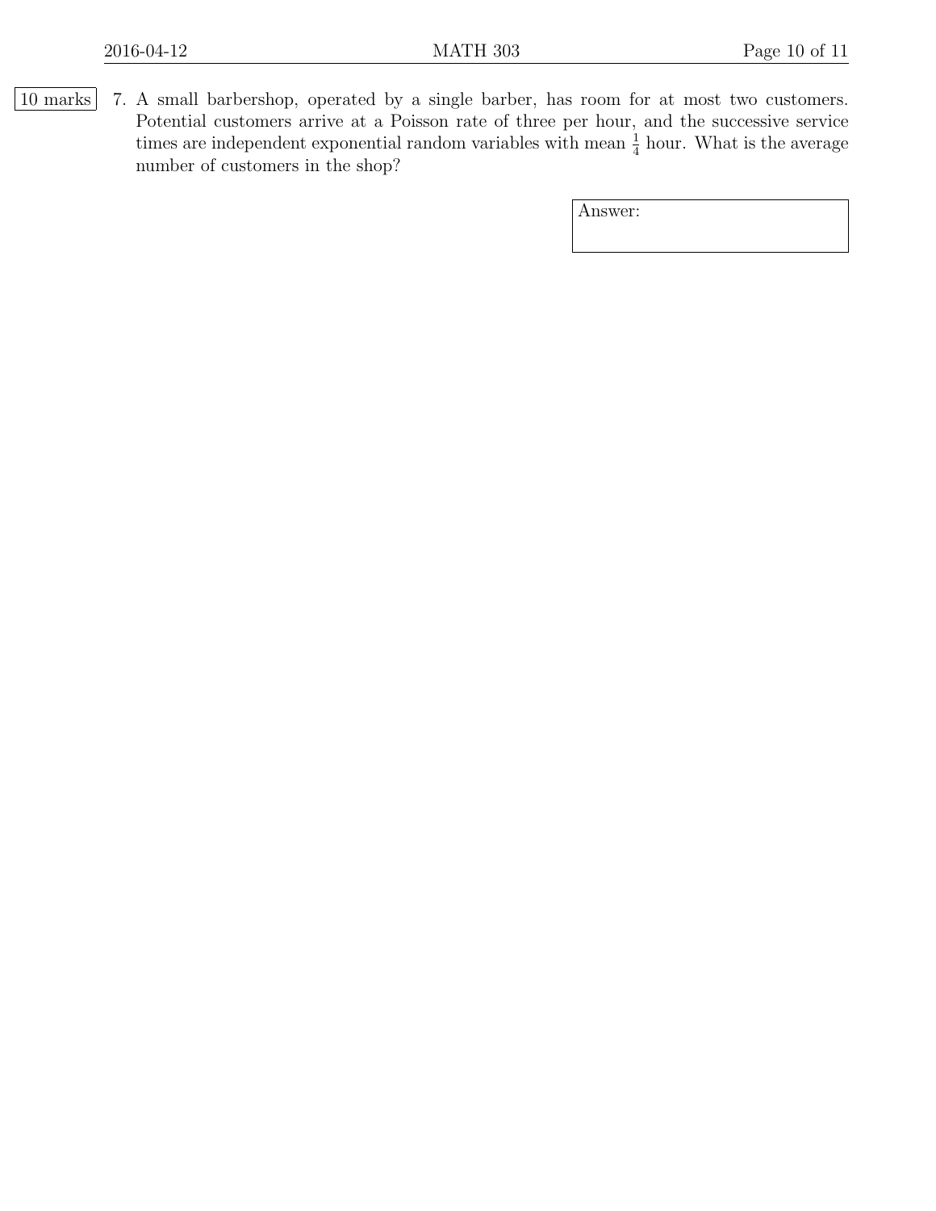10 marks

7. A small barbershop, operated by a single barber, has room for at most two customers. Potential customers arrive at a Poisson rate of three per hour, and the successive service times are independent exponential random variables with mean $\frac{1}{4}$ hour. What is the average number of customers in the shop?

| Answer: |
|---|
| |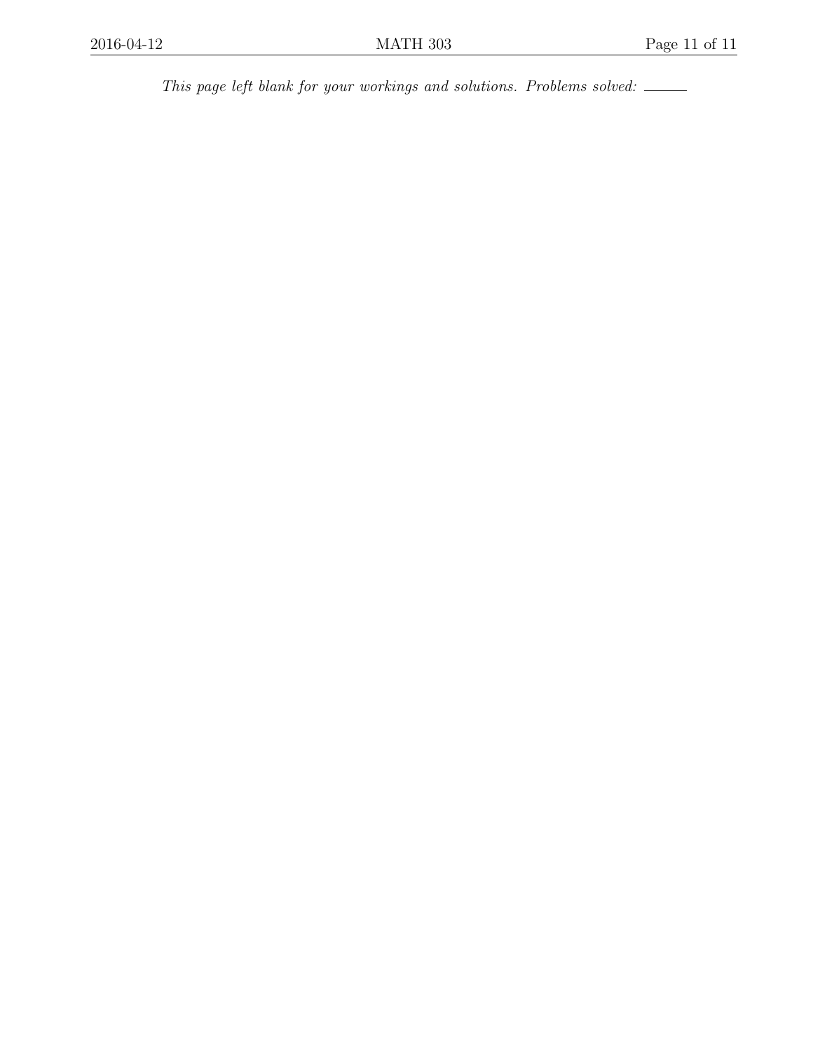*This page left blank for your workings and solutions. Problems solved: ______*